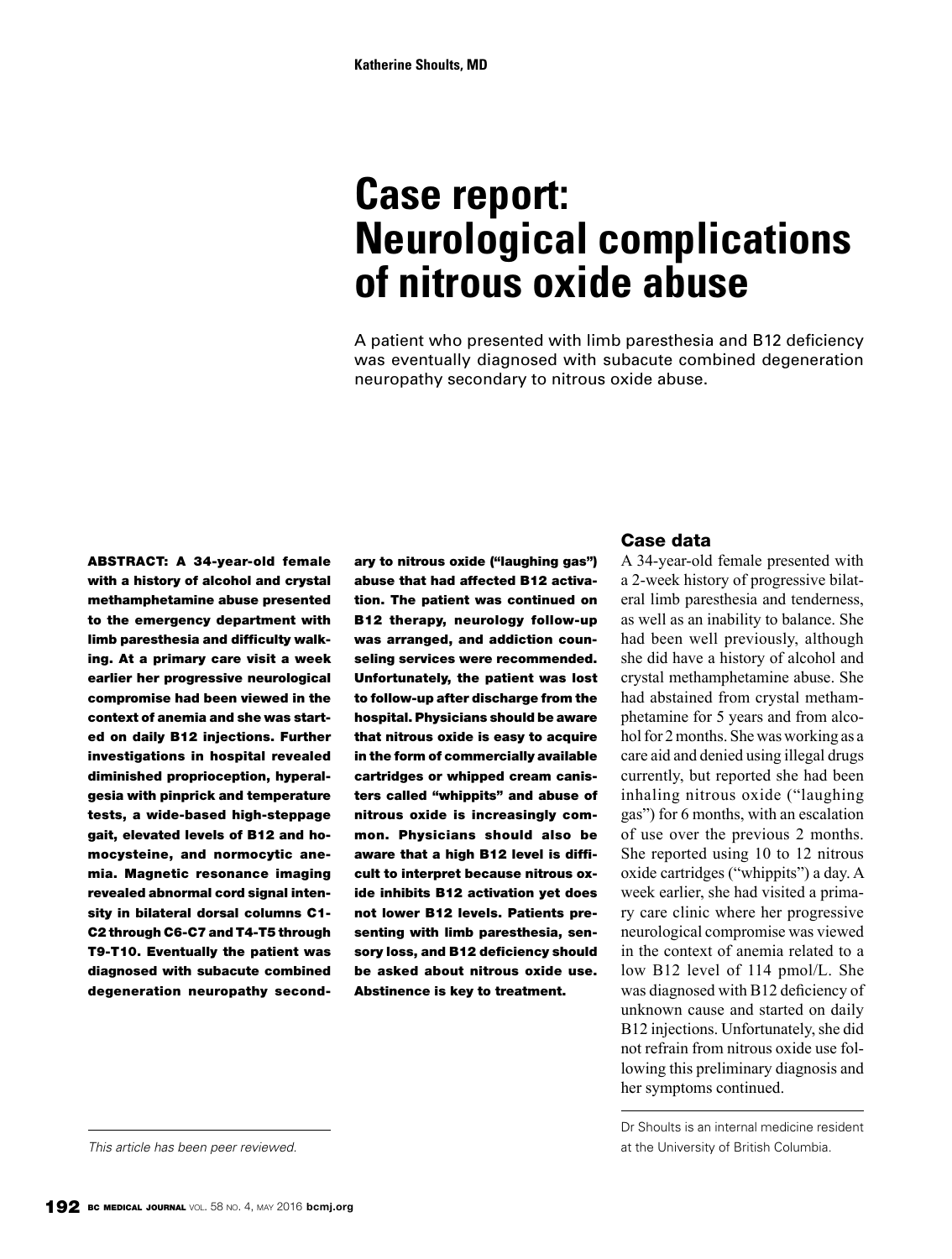Katherine Shoults, MD

# Case report: Neurological complications of nitrous oxide abuse

A patient who presented with limb paresthesia and B12 deficiency was eventually diagnosed with subacute combined degeneration neuropathy secondary to nitrous oxide abuse.

**ABSTRACT: A 34-year-old female with a history of alcohol and crystal methamphetamine abuse presented to the emergency department with limb paresthesia and difficulty walking. At a primary care visit a week earlier her progressive neurological compromise had been viewed in the context of anemia and she was started on daily B12 injections. Further investigations in hospital revealed diminished proprioception, hyperalgesia with pinprick and temperature tests, a wide-based high-steppage gait, elevated levels of B12 and homocysteine, and normocytic anemia. Magnetic resonance imaging revealed abnormal cord signal intensity in bilateral dorsal columns C1-C2 through C6-C7 and T4-T5 through T9-T10. Eventually the patient was diagnosed with subacute combined degeneration neuropathy secondary to nitrous oxide ("laughing gas") abuse that had affected B12 activation. The patient was continued on B12 therapy, neurology follow-up was arranged, and addiction counseling services were recommended. Unfortunately, the patient was lost to follow-up after discharge from the hospital. Physicians should be aware that nitrous oxide is easy to acquire in the form of commercially available cartridges or whipped cream canisters called "whippits" and abuse of nitrous oxide is increasingly common. Physicians should also be aware that a high B12 level is difficult to interpret because nitrous oxide inhibits B12 activation yet does not lower B12 levels. Patients presenting with limb paresthesia, sensory loss, and B12 deficiency should be asked about nitrous oxide use. Abstinence is key to treatment.**

## Case data

A 34-year-old female presented with a 2-week history of progressive bilateral limb paresthesia and tenderness, as well as an inability to balance. She had been well previously, although she did have a history of alcohol and crystal methamphetamine abuse. She had abstained from crystal methamphetamine for 5 years and from alcohol for 2 months. She was working as a care aid and denied using illegal drugs currently, but reported she had been inhaling nitrous oxide ("laughing gas") for 6 months, with an escalation of use over the previous 2 months. She reported using 10 to 12 nitrous oxide cartridges ("whippits") a day. A week earlier, she had visited a primary care clinic where her progressive neurological compromise was viewed in the context of anemia related to a low B12 level of 114 pmol/L. She was diagnosed with B12 deficiency of unknown cause and started on daily B12 injections. Unfortunately, she did not refrain from nitrous oxide use following this preliminary diagnosis and her symptoms continued.

*This article has been peer reviewed.*

Dr Shoults is an internal medicine resident at the University of British Columbia.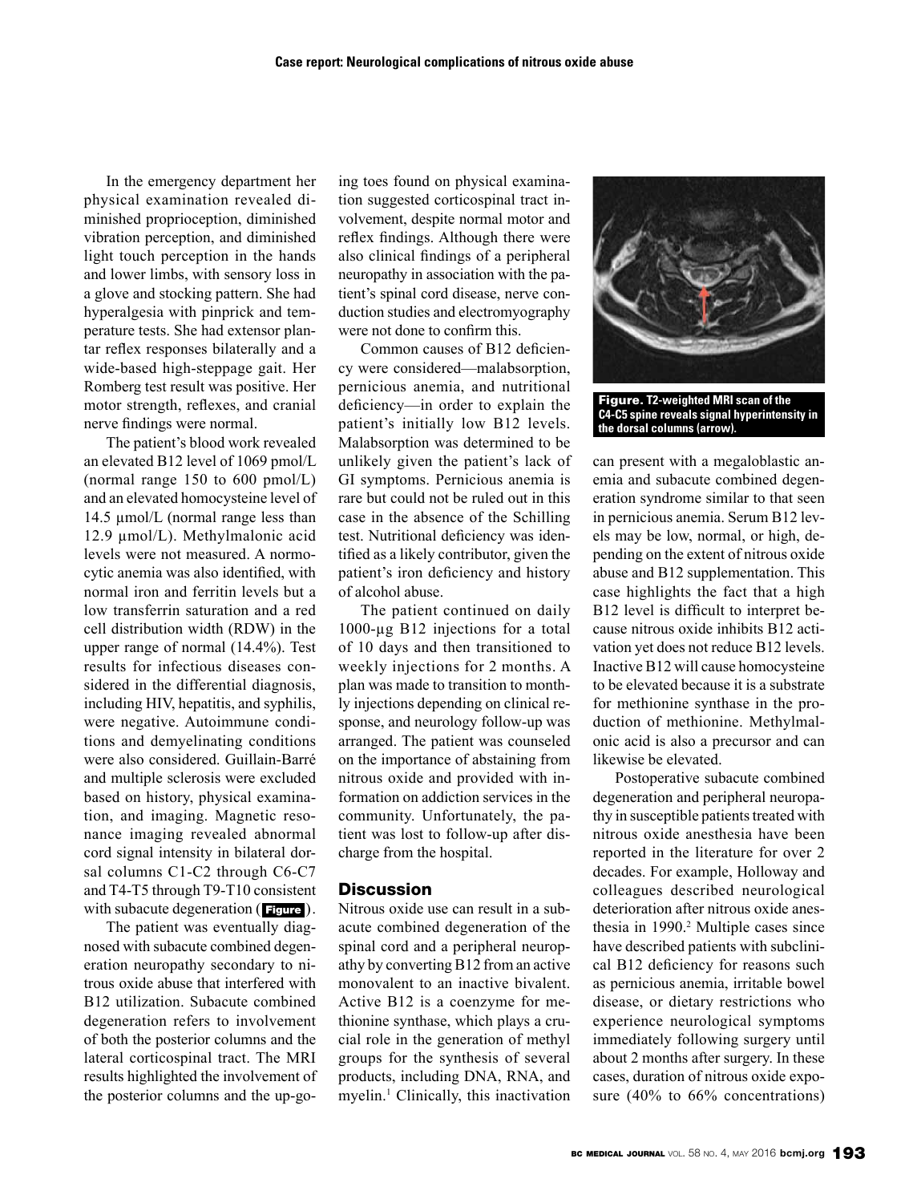In the emergency department her physical examination revealed diminished proprioception, diminished vibration perception, and diminished light touch perception in the hands and lower limbs, with sensory loss in a glove and stocking pattern. She had hyperalgesia with pinprick and temperature tests. She had extensor plantar reflex responses bilaterally and a wide-based high-steppage gait. Her Romberg test result was positive. Her motor strength, reflexes, and cranial nerve findings were normal.

The patient's blood work revealed an elevated B12 level of 1069 pmol/L (normal range 150 to 600 pmol/L) and an elevated homocysteine level of 14.5 µmol/L (normal range less than 12.9 µmol/L). Methylmalonic acid levels were not measured. A normocytic anemia was also identified, with normal iron and ferritin levels but a low transferrin saturation and a red cell distribution width (RDW) in the upper range of normal (14.4%). Test results for infectious diseases considered in the differential diagnosis, including HIV, hepatitis, and syphilis, were negative. Autoimmune conditions and demyelinating conditions were also considered. Guillain-Barré and multiple sclerosis were excluded based on history, physical examination, and imaging. Magnetic resonance imaging revealed abnormal cord signal intensity in bilateral dorsal columns C1-C2 through C6-C7 and T4-T5 through T9-T10 consistent with subacute degeneration (**Figure**).

The patient was eventually diagnosed with subacute combined degeneration neuropathy secondary to nitrous oxide abuse that interfered with B12 utilization. Subacute combined degeneration refers to involvement of both the posterior columns and the lateral corticospinal tract. The MRI results highlighted the involvement of the posterior columns and the up-going toes found on physical examination suggested corticospinal tract involvement, despite normal motor and reflex findings. Although there were also clinical findings of a peripheral neuropathy in association with the patient's spinal cord disease, nerve conduction studies and electromyography were not done to confirm this.

Common causes of B12 deficiency were considered—malabsorption, pernicious anemia, and nutritional deficiency—in order to explain the patient's initially low B12 levels. Malabsorption was determined to be unlikely given the patient's lack of GI symptoms. Pernicious anemia is rare but could not be ruled out in this case in the absence of the Schilling test. Nutritional deficiency was identified as a likely contributor, given the patient's iron deficiency and history of alcohol abuse.

The patient continued on daily 1000-µg B12 injections for a total of 10 days and then transitioned to weekly injections for 2 months. A plan was made to transition to monthly injections depending on clinical response, and neurology follow-up was arranged. The patient was counseled on the importance of abstaining from nitrous oxide and provided with information on addiction services in the community. Unfortunately, the patient was lost to follow-up after discharge from the hospital.

## Discussion

Nitrous oxide use can result in a subacute combined degeneration of the spinal cord and a peripheral neuropathy by converting B12 from an active monovalent to an inactive bivalent. Active B12 is a coenzyme for methionine synthase, which plays a crucial role in the generation of methyl groups for the synthesis of several products, including DNA, RNA, and myelin.[1] Clinically, this inactivation can present with a megaloblastic anemia and subacute combined degeneration syndrome similar to that seen in pernicious anemia. Serum B12 levels may be low, normal, or high, depending on the extent of nitrous oxide abuse and B12 supplementation. This case highlights the fact that a high B12 level is difficult to interpret because nitrous oxide inhibits B12 activation yet does not reduce B12 levels. Inactive B12 will cause homocysteine to be elevated because it is a substrate for methionine synthase in the production of methionine. Methylmalonic acid is also a precursor and can likewise be elevated.

**Figure.** T2-weighted MRI scan of the C4-C5 spine reveals signal hyperintensity in the dorsal columns (arrow).

Postoperative subacute combined degeneration and peripheral neuropathy in susceptible patients treated with nitrous oxide anesthesia have been reported in the literature for over 2 decades. For example, Holloway and colleagues described neurological deterioration after nitrous oxide anesthesia in 1990.[2] Multiple cases since have described patients with subclinical B12 deficiency for reasons such as pernicious anemia, irritable bowel disease, or dietary restrictions who experience neurological symptoms immediately following surgery until about 2 months after surgery. In these cases, duration of nitrous oxide exposure (40% to 66% concentrations)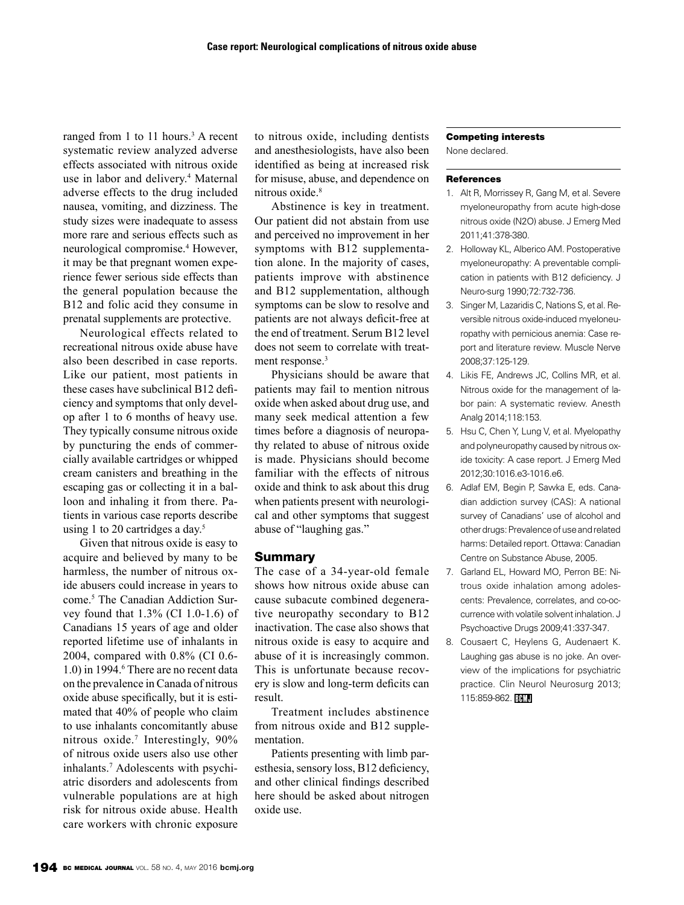ranged from 1 to 11 hours.[3] A recent systematic review analyzed adverse effects associated with nitrous oxide use in labor and delivery.[4] Maternal adverse effects to the drug included nausea, vomiting, and dizziness. The study sizes were inadequate to assess more rare and serious effects such as neurological compromise.[4] However, it may be that pregnant women experience fewer serious side effects than the general population because the B12 and folic acid they consume in prenatal supplements are protective.

Neurological effects related to recreational nitrous oxide abuse have also been described in case reports. Like our patient, most patients in these cases have subclinical B12 deficiency and symptoms that only develop after 1 to 6 months of heavy use. They typically consume nitrous oxide by puncturing the ends of commercially available cartridges or whipped cream canisters and breathing in the escaping gas or collecting it in a balloon and inhaling it from there. Patients in various case reports describe using 1 to 20 cartridges a day.[5]

Given that nitrous oxide is easy to acquire and believed by many to be harmless, the number of nitrous oxide abusers could increase in years to come.[5] The Canadian Addiction Survey found that 1.3% (CI 1.0-1.6) of Canadians 15 years of age and older reported lifetime use of inhalants in 2004, compared with 0.8% (CI 0.6-1.0) in 1994.[6] There are no recent data on the prevalence in Canada of nitrous oxide abuse specifically, but it is estimated that 40% of people who claim to use inhalants concomitantly abuse nitrous oxide.[7] Interestingly, 90% of nitrous oxide users also use other inhalants.[7] Adolescents with psychiatric disorders and adolescents from vulnerable populations are at high risk for nitrous oxide abuse. Health care workers with chronic exposure to nitrous oxide, including dentists and anesthesiologists, have also been identified as being at increased risk for misuse, abuse, and dependence on nitrous oxide.[8]

Abstinence is key in treatment. Our patient did not abstain from use and perceived no improvement in her symptoms with B12 supplementation alone. In the majority of cases, patients improve with abstinence and B12 supplementation, although symptoms can be slow to resolve and patients are not always deficit-free at the end of treatment. Serum B12 level does not seem to correlate with treatment response.[3]

Physicians should be aware that patients may fail to mention nitrous oxide when asked about drug use, and many seek medical attention a few times before a diagnosis of neuropathy related to abuse of nitrous oxide is made. Physicians should become familiar with the effects of nitrous oxide and think to ask about this drug when patients present with neurological and other symptoms that suggest abuse of "laughing gas."

## Summary

The case of a 34-year-old female shows how nitrous oxide abuse can cause subacute combined degenerative neuropathy secondary to B12 inactivation. The case also shows that nitrous oxide is easy to acquire and abuse of it is increasingly common. This is unfortunate because recovery is slow and long-term deficits can result.

Treatment includes abstinence from nitrous oxide and B12 supplementation.

Patients presenting with limb paresthesia, sensory loss, B12 deficiency, and other clinical findings described here should be asked about nitrogen oxide use.

### Competing interests

None declared.

### References

1. Alt R, Morrissey R, Gang M, et al. Severe myeloneuropathy from acute high-dose nitrous oxide (N2O) abuse. J Emerg Med 2011;41:378-380.
2. Holloway KL, Alberico AM. Postoperative myeloneuropathy: A preventable complication in patients with B12 deficiency. J Neuro-surg 1990;72:732-736.
3. Singer M, Lazaridis C, Nations S, et al. Reversible nitrous oxide-induced myeloneuropathy with pernicious anemia: Case report and literature review. Muscle Nerve 2008;37:125-129.
4. Likis FE, Andrews JC, Collins MR, et al. Nitrous oxide for the management of labor pain: A systematic review. Anesth Analg 2014;118:153.
5. Hsu C, Chen Y, Lung V, et al. Myelopathy and polyneuropathy caused by nitrous oxide toxicity: A case report. J Emerg Med 2012;30:1016.e3-1016.e6.
6. Adlaf EM, Begin P, Sawka E, eds. Canadian addiction survey (CAS): A national survey of Canadians' use of alcohol and other drugs: Prevalence of use and related harms: Detailed report. Ottawa: Canadian Centre on Substance Abuse, 2005.
7. Garland EL, Howard MO, Perron BE: Nitrous oxide inhalation among adolescents: Prevalence, correlates, and co-occurrence with volatile solvent inhalation. J Psychoactive Drugs 2009;41:337-347.
8. Cousaert C, Heylens G, Audenaert K. Laughing gas abuse is no joke. An overview of the implications for psychiatric practice. Clin Neurol Neurosurg 2013; 115:859-862.